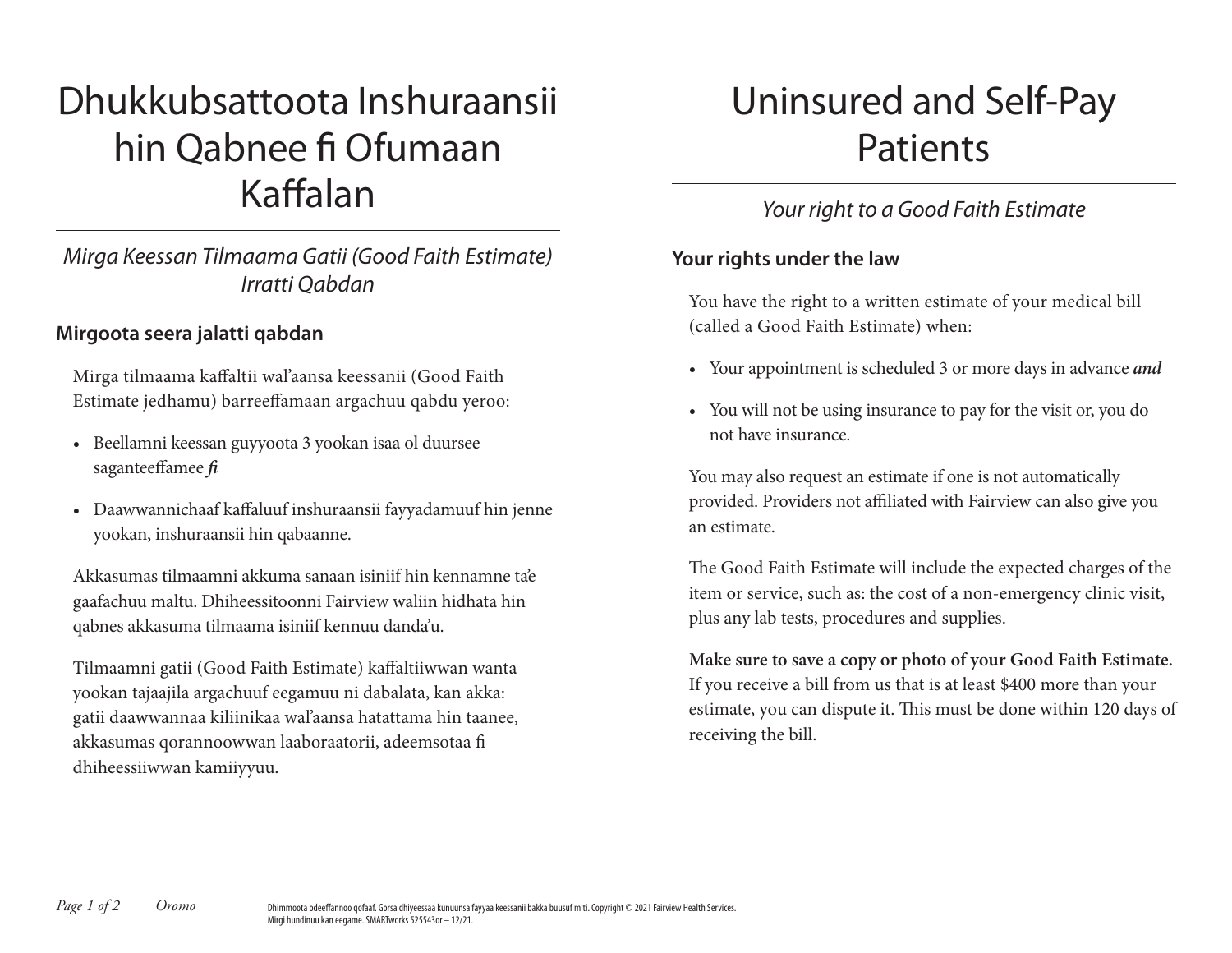# Dhukkubsattoota Inshuraansii hin Qabnee fi Ofumaan Kaffalan

*Mirga Keessan Tilmaama Gatii (Good Faith Estimate) Irratti Qabdan*

### Mirgoota seera jalatti qabdan

Mirga tilmaama kaffaltii wal'aansa keessanii (Good Faith Estimate jedhamu) barreeffamaan argachuu qabdu yeroo:

- Beellamni keessan guyyoota 3 yookan isaa ol duursee saganteeffamee ***fi***
- Daawwannichaaf kaffaluuf inshuraansii fayyadamuuf hin jenne yookan, inshuraansii hin qabaanne.

Akkasumas tilmaamni akkuma sanaan isiniif hin kennamne ta'e gaafachuu maltu. Dhiheessitoonni Fairview waliin hidhata hin qabnes akkasuma tilmaama isiniif kennuu danda'u.

Tilmaamni gatii (Good Faith Estimate) kaffaltiiwwan wanta yookan tajaajila argachuuf eegamuu ni dabalata, kan akka: gatii daawwannaa kiliinikaa wal'aansa hatattama hin taanee, akkasumas qorannoowwan laaboraatorii, adeemsotaa fi dhiheessiiwwan kamiiyyuu.

# Uninsured and Self-Pay Patients

*Your right to a Good Faith Estimate*

### Your rights under the law

You have the right to a written estimate of your medical bill (called a Good Faith Estimate) when:

- Your appointment is scheduled 3 or more days in advance ***and***
- You will not be using insurance to pay for the visit or, you do not have insurance.

You may also request an estimate if one is not automatically provided. Providers not affiliated with Fairview can also give you an estimate.

The Good Faith Estimate will include the expected charges of the item or service, such as: the cost of a non-emergency clinic visit, plus any lab tests, procedures and supplies.

**Make sure to save a copy or photo of your Good Faith Estimate.** If you receive a bill from us that is at least $400 more than your estimate, you can dispute it. This must be done within 120 days of receiving the bill.

Oromo

Dhimmoota odeeffannoo qofaaf. Gorsa dhiyeessaa kunuunsa fayyaa keessanii bakka buusuf miti. Copyright © 2021 Fairview Health Services. Mirgi hundinuu kan eegame. SMARTworks 525543or – 12/21.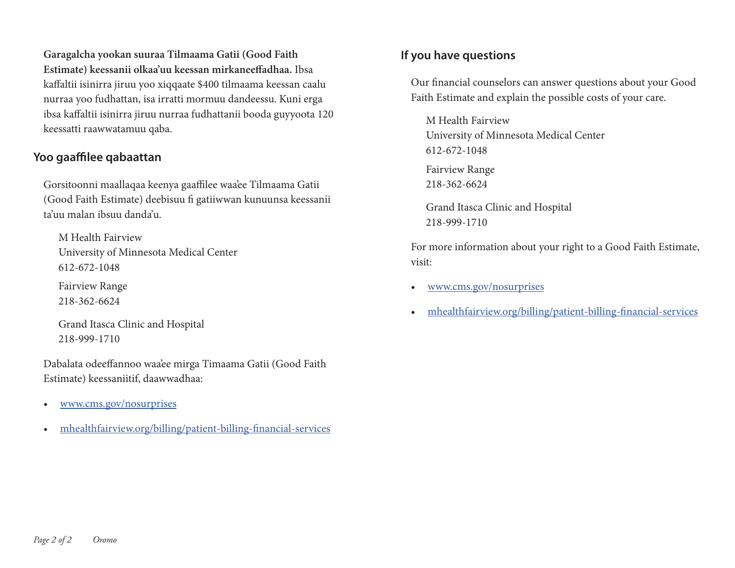**Garagalcha yookan suuraa Tilmaama Gatii (Good Faith Estimate) keessanii olkaa'uu keessan mirkaneeffadhaa.** Ibsa kaffaltii isinirra jiruu yoo xiqqaate $400 tilmaama keessan caalu nurraa yoo fudhattan, isa irratti mormuu dandeessu. Kuni erga ibsa kaffaltii isinirra jiruu nurraa fudhattanii booda guyyoota 120 keessatti raawwatamuu qaba.

## Yoo gaaffilee qabaattan

Gorsitoonni maallaqaa keenya gaaffilee waa'ee Tilmaama Gatii (Good Faith Estimate) deebisuu fi gatiiwwan kunuunsa keessanii ta'uu malan ibsuu danda'u.

M Health Fairview
University of Minnesota Medical Center
612-672-1048

Fairview Range
218-362-6624

Grand Itasca Clinic and Hospital
218-999-1710

Dabalata odeeffannoo waa'ee mirga Timaama Gatii (Good Faith Estimate) keessaniitif, daawwadhaa:

- www.cms.gov/nosurprises
- mhealthfairview.org/billing/patient-billing-financial-services

## If you have questions

Our financial counselors can answer questions about your Good Faith Estimate and explain the possible costs of your care.

M Health Fairview
University of Minnesota Medical Center
612-672-1048

Fairview Range
218-362-6624

Grand Itasca Clinic and Hospital
218-999-1710

For more information about your right to a Good Faith Estimate, visit:

- www.cms.gov/nosurprises
- mhealthfairview.org/billing/patient-billing-financial-services